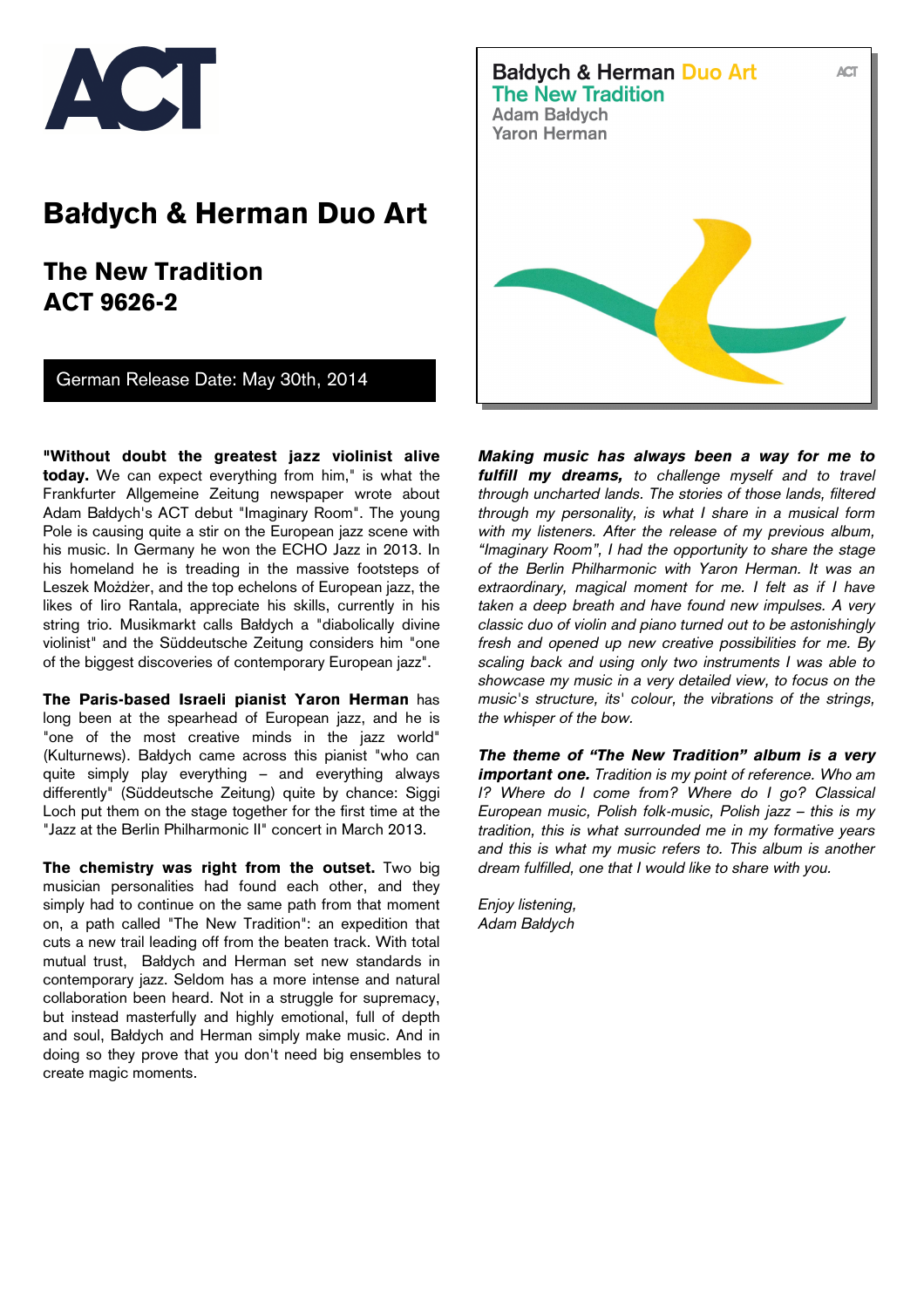ACT

# Bałdych & Herman Duo Art

## The New Tradition
## ACT 9626-2

German Release Date: May 30th, 2014

Bałdych & Herman Duo Art
The New Tradition
Adam Bałdych
Yaron Herman

**"Without doubt the greatest jazz violinist alive today.** We can expect everything from him," is what the Frankfurter Allgemeine Zeitung newspaper wrote about Adam Bałdych's ACT debut "Imaginary Room". The young Pole is causing quite a stir on the European jazz scene with his music. In Germany he won the ECHO Jazz in 2013. In his homeland he is treading in the massive footsteps of Leszek Możdżer, and the top echelons of European jazz, the likes of Iiro Rantala, appreciate his skills, currently in his string trio. Musikmarkt calls Bałdych a "diabolically divine violinist" and the Süddeutsche Zeitung considers him "one of the biggest discoveries of contemporary European jazz".

**The Paris-based Israeli pianist Yaron Herman** has long been at the spearhead of European jazz, and he is "one of the most creative minds in the jazz world" (Kulturnews). Bałdych came across this pianist "who can quite simply play everything – and everything always differently" (Süddeutsche Zeitung) quite by chance: Siggi Loch put them on the stage together for the first time at the "Jazz at the Berlin Philharmonic II" concert in March 2013.

**The chemistry was right from the outset.** Two big musician personalities had found each other, and they simply had to continue on the same path from that moment on, a path called "The New Tradition": an expedition that cuts a new trail leading off from the beaten track. With total mutual trust, Bałdych and Herman set new standards in contemporary jazz. Seldom has a more intense and natural collaboration been heard. Not in a struggle for supremacy, but instead masterfully and highly emotional, full of depth and soul, Bałdych and Herman simply make music. And in doing so they prove that you don't need big ensembles to create magic moments.

***Making music has always been a way for me to fulfill my dreams,*** *to challenge myself and to travel through uncharted lands. The stories of those lands, filtered through my personality, is what I share in a musical form with my listeners. After the release of my previous album, "Imaginary Room", I had the opportunity to share the stage of the Berlin Philharmonic with Yaron Herman. It was an extraordinary, magical moment for me. I felt as if I have taken a deep breath and have found new impulses. A very classic duo of violin and piano turned out to be astonishingly fresh and opened up new creative possibilities for me. By scaling back and using only two instruments I was able to showcase my music in a very detailed view, to focus on the music's structure, its' colour, the vibrations of the strings, the whisper of the bow.*

***The theme of "The New Tradition" album is a very important one.*** *Tradition is my point of reference. Who am I? Where do I come from? Where do I go? Classical European music, Polish folk-music, Polish jazz – this is my tradition, this is what surrounded me in my formative years and this is what my music refers to. This album is another dream fulfilled, one that I would like to share with you.*

*Enjoy listening,*
*Adam Bałdych*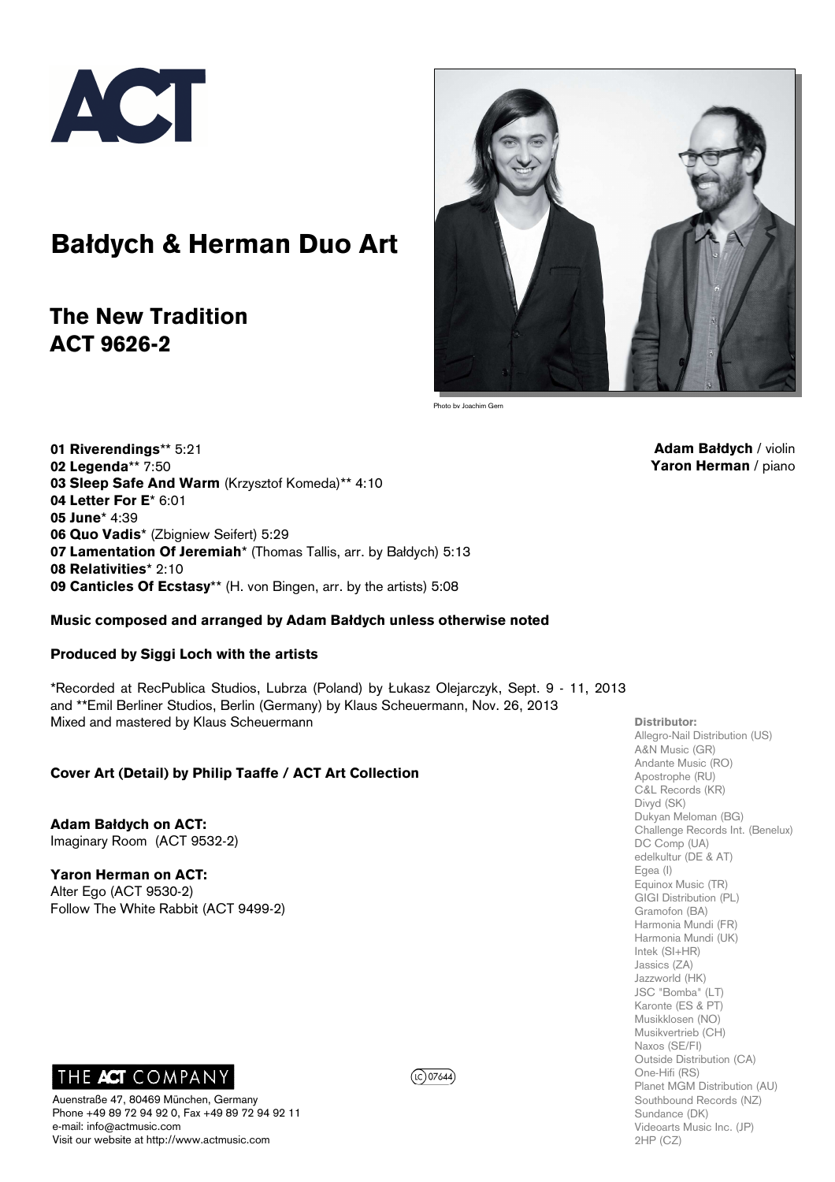# Bałdych & Herman Duo Art

## The New Tradition
## ACT 9626-2

Photo by Joachim Gern

**Adam Bałdych** / violin
**Yaron Herman** / piano

**01 Riverendings**** 5:21
**02 Legenda**** 7:50
**03 Sleep Safe And Warm** (Krzysztof Komeda)** 4:10
**04 Letter For E*** 6:01
**05 June*** 4:39
**06 Quo Vadis*** (Zbigniew Seifert) 5:29
**07 Lamentation Of Jeremiah*** (Thomas Tallis, arr. by Bałdych) 5:13
**08 Relativities*** 2:10
**09 Canticles Of Ecstasy**** (H. von Bingen, arr. by the artists) 5:08

**Music composed and arranged by Adam Bałdych unless otherwise noted**

**Produced by Siggi Loch with the artists**

*Recorded at RecPublica Studios, Lubrza (Poland) by Łukasz Olejarczyk, Sept. 9 - 11, 2013
and **Emil Berliner Studios, Berlin (Germany) by Klaus Scheuermann, Nov. 26, 2013
Mixed and mastered by Klaus Scheuermann

**Cover Art (Detail) by Philip Taaffe / ACT Art Collection**

**Adam Bałdych on ACT:**
Imaginary Room (ACT 9532-2)

**Yaron Herman on ACT:**
Alter Ego (ACT 9530-2)
Follow The White Rabbit (ACT 9499-2)

**Distributor:**
Allegro-Nail Distribution (US)
A&N Music (GR)
Andante Music (RO)
Apostrophe (RU)
C&L Records (KR)
Divyd (SK)
Dukyan Meloman (BG)
Challenge Records Int. (Benelux)
DC Comp (UA)
edelkultur (DE & AT)
Egea (I)
Equinox Music (TR)
GIGI Distribution (PL)
Gramofon (BA)
Harmonia Mundi (FR)
Harmonia Mundi (UK)
Intek (SI+HR)
Jassics (ZA)
Jazzworld (HK)
JSC "Bomba" (LT)
Karonte (ES & PT)
Musikklosen (NO)
Musikvertrieb (CH)
Naxos (SE/FI)
Outside Distribution (CA)
One-Hifi (RS)
Planet MGM Distribution (AU)
Southbound Records (NZ)
Sundance (DK)
Videoarts Music Inc. (JP)
2HP (CZ)

LC 07644

THE ACT COMPANY
Auenstraße 47, 80469 München, Germany
Phone +49 89 72 94 92 0, Fax +49 89 72 94 92 11
e-mail: info@actmusic.com
Visit our website at http://www.actmusic.com